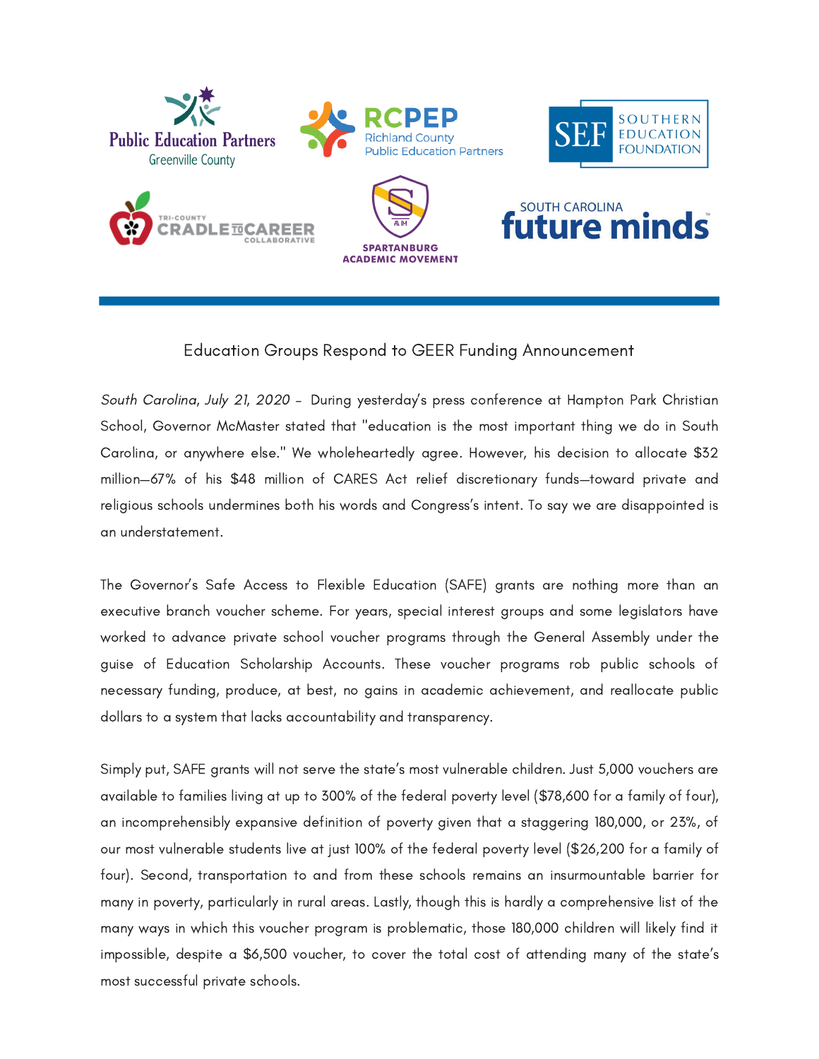# Education Groups Respond to GEER Funding Announcement

*South Carolina, July 21, 2020* – During yesterday's press conference at Hampton Park Christian School, Governor McMaster stated that "education is the most important thing we do in South Carolina, or anywhere else." We wholeheartedly agree. However, his decision to allocate $32 million—67% of his $48 million of CARES Act relief discretionary funds—toward private and religious schools undermines both his words and Congress's intent. To say we are disappointed is an understatement.

The Governor's Safe Access to Flexible Education (SAFE) grants are nothing more than an executive branch voucher scheme. For years, special interest groups and some legislators have worked to advance private school voucher programs through the General Assembly under the guise of Education Scholarship Accounts. These voucher programs rob public schools of necessary funding, produce, at best, no gains in academic achievement, and reallocate public dollars to a system that lacks accountability and transparency.

Simply put, SAFE grants will not serve the state's most vulnerable children. Just 5,000 vouchers are available to families living at up to 300% of the federal poverty level ($78,600 for a family of four), an incomprehensibly expansive definition of poverty given that a staggering 180,000, or 23%, of our most vulnerable students live at just 100% of the federal poverty level ($26,200 for a family of four). Second, transportation to and from these schools remains an insurmountable barrier for many in poverty, particularly in rural areas. Lastly, though this is hardly a comprehensive list of the many ways in which this voucher program is problematic, those 180,000 children will likely find it impossible, despite a $6,500 voucher, to cover the total cost of attending many of the state's most successful private schools.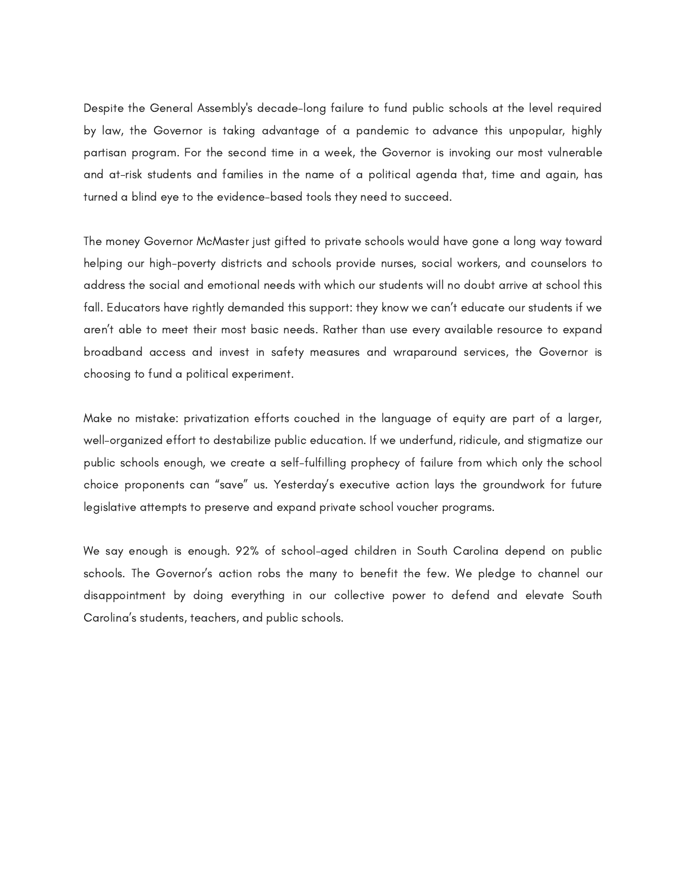Despite the General Assembly's decade-long failure to fund public schools at the level required by law, the Governor is taking advantage of a pandemic to advance this unpopular, highly partisan program. For the second time in a week, the Governor is invoking our most vulnerable and at-risk students and families in the name of a political agenda that, time and again, has turned a blind eye to the evidence-based tools they need to succeed.

The money Governor McMaster just gifted to private schools would have gone a long way toward helping our high-poverty districts and schools provide nurses, social workers, and counselors to address the social and emotional needs with which our students will no doubt arrive at school this fall. Educators have rightly demanded this support: they know we can't educate our students if we aren't able to meet their most basic needs. Rather than use every available resource to expand broadband access and invest in safety measures and wraparound services, the Governor is choosing to fund a political experiment.

Make no mistake: privatization efforts couched in the language of equity are part of a larger, well-organized effort to destabilize public education. If we underfund, ridicule, and stigmatize our public schools enough, we create a self-fulfilling prophecy of failure from which only the school choice proponents can "save" us. Yesterday's executive action lays the groundwork for future legislative attempts to preserve and expand private school voucher programs.

We say enough is enough. 92% of school-aged children in South Carolina depend on public schools. The Governor's action robs the many to benefit the few. We pledge to channel our disappointment by doing everything in our collective power to defend and elevate South Carolina's students, teachers, and public schools.